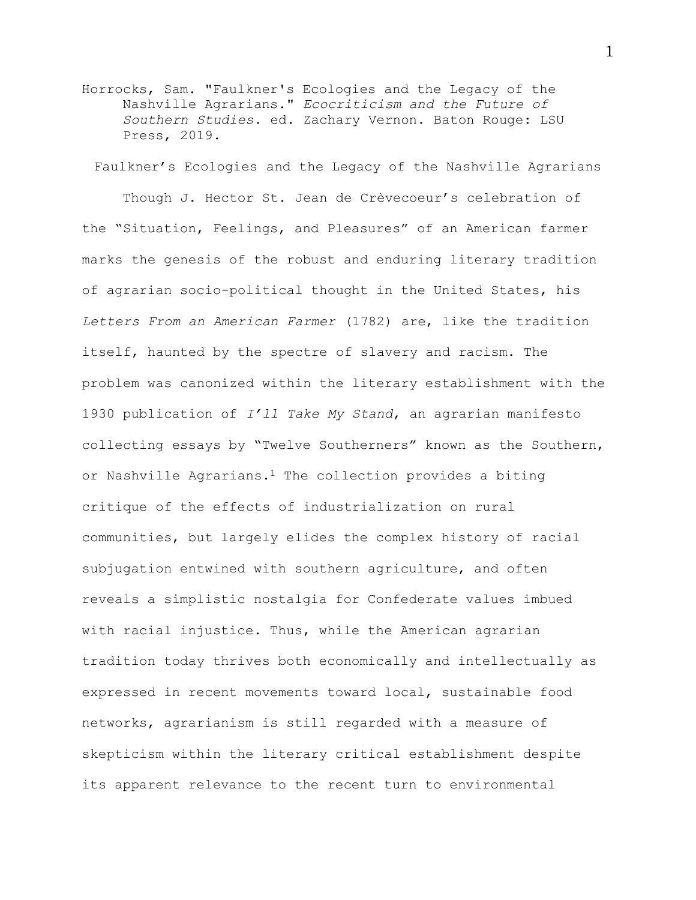Horrocks, Sam. "Faulkner's Ecologies and the Legacy of the Nashville Agrarians." *Ecocriticism and the Future of Southern Studies.* ed. Zachary Vernon. Baton Rouge: LSU Press, 2019.

# Faulkner's Ecologies and the Legacy of the Nashville Agrarians

Though J. Hector St. Jean de Crèvecoeur's celebration of the "Situation, Feelings, and Pleasures" of an American farmer marks the genesis of the robust and enduring literary tradition of agrarian socio-political thought in the United States, his *Letters From an American Farmer* (1782) are, like the tradition itself, haunted by the spectre of slavery and racism. The problem was canonized within the literary establishment with the 1930 publication of *I'll Take My Stand*, an agrarian manifesto collecting essays by "Twelve Southerners" known as the Southern, or Nashville Agrarians.[1] The collection provides a biting critique of the effects of industrialization on rural communities, but largely elides the complex history of racial subjugation entwined with southern agriculture, and often reveals a simplistic nostalgia for Confederate values imbued with racial injustice. Thus, while the American agrarian tradition today thrives both economically and intellectually as expressed in recent movements toward local, sustainable food networks, agrarianism is still regarded with a measure of skepticism within the literary critical establishment despite its apparent relevance to the recent turn to environmental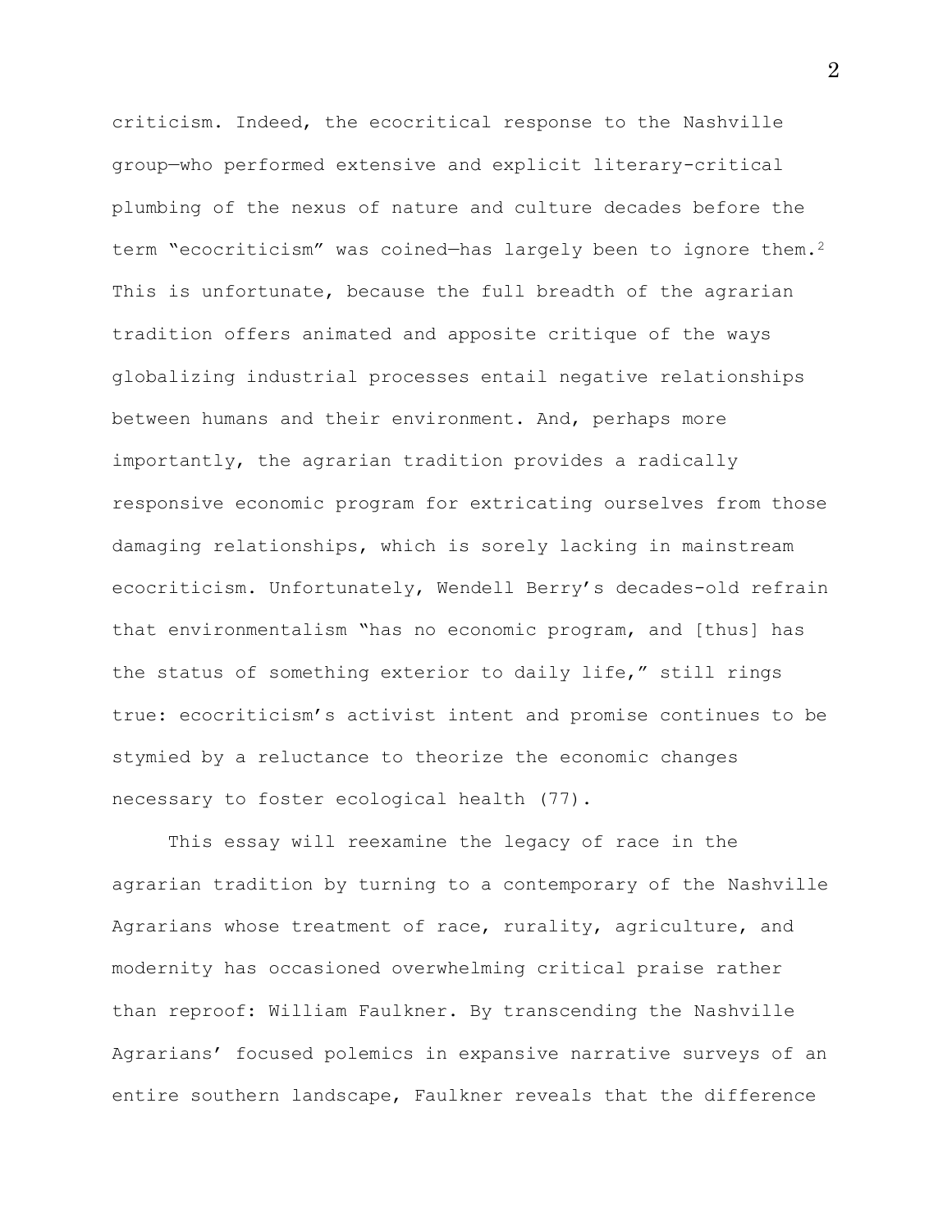criticism. Indeed, the ecocritical response to the Nashville group—who performed extensive and explicit literary-critical plumbing of the nexus of nature and culture decades before the term "ecocriticism" was coined—has largely been to ignore them.[2] This is unfortunate, because the full breadth of the agrarian tradition offers animated and apposite critique of the ways globalizing industrial processes entail negative relationships between humans and their environment. And, perhaps more importantly, the agrarian tradition provides a radically responsive economic program for extricating ourselves from those damaging relationships, which is sorely lacking in mainstream ecocriticism. Unfortunately, Wendell Berry's decades-old refrain that environmentalism "has no economic program, and [thus] has the status of something exterior to daily life," still rings true: ecocriticism's activist intent and promise continues to be stymied by a reluctance to theorize the economic changes necessary to foster ecological health (77).

This essay will reexamine the legacy of race in the agrarian tradition by turning to a contemporary of the Nashville Agrarians whose treatment of race, rurality, agriculture, and modernity has occasioned overwhelming critical praise rather than reproof: William Faulkner. By transcending the Nashville Agrarians' focused polemics in expansive narrative surveys of an entire southern landscape, Faulkner reveals that the difference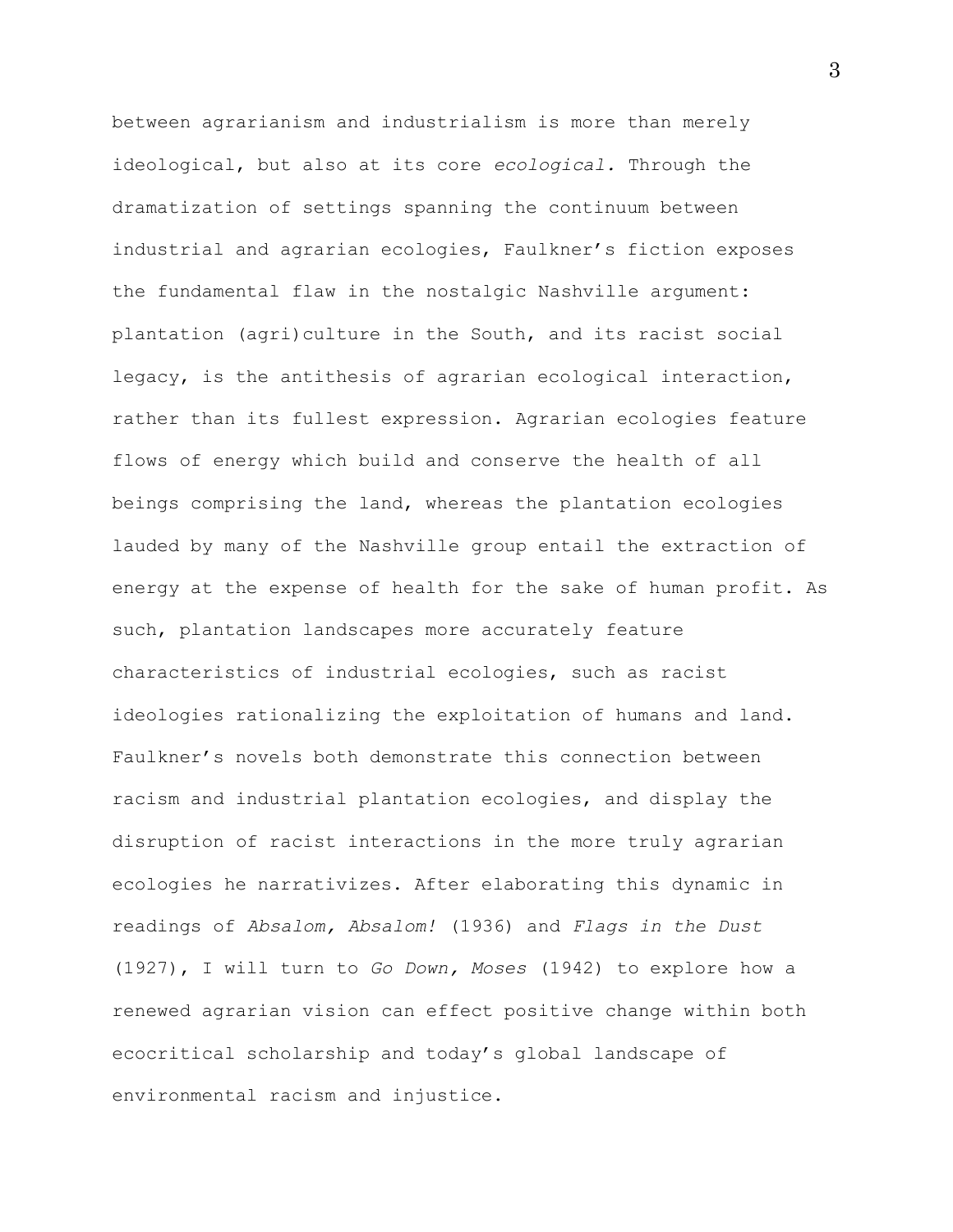between agrarianism and industrialism is more than merely ideological, but also at its core *ecological.* Through the dramatization of settings spanning the continuum between industrial and agrarian ecologies, Faulkner's fiction exposes the fundamental flaw in the nostalgic Nashville argument: plantation (agri)culture in the South, and its racist social legacy, is the antithesis of agrarian ecological interaction, rather than its fullest expression. Agrarian ecologies feature flows of energy which build and conserve the health of all beings comprising the land, whereas the plantation ecologies lauded by many of the Nashville group entail the extraction of energy at the expense of health for the sake of human profit. As such, plantation landscapes more accurately feature characteristics of industrial ecologies, such as racist ideologies rationalizing the exploitation of humans and land. Faulkner's novels both demonstrate this connection between racism and industrial plantation ecologies, and display the disruption of racist interactions in the more truly agrarian ecologies he narrativizes. After elaborating this dynamic in readings of *Absalom, Absalom!* (1936) and *Flags in the Dust* (1927), I will turn to *Go Down, Moses* (1942) to explore how a renewed agrarian vision can effect positive change within both ecocritical scholarship and today's global landscape of environmental racism and injustice.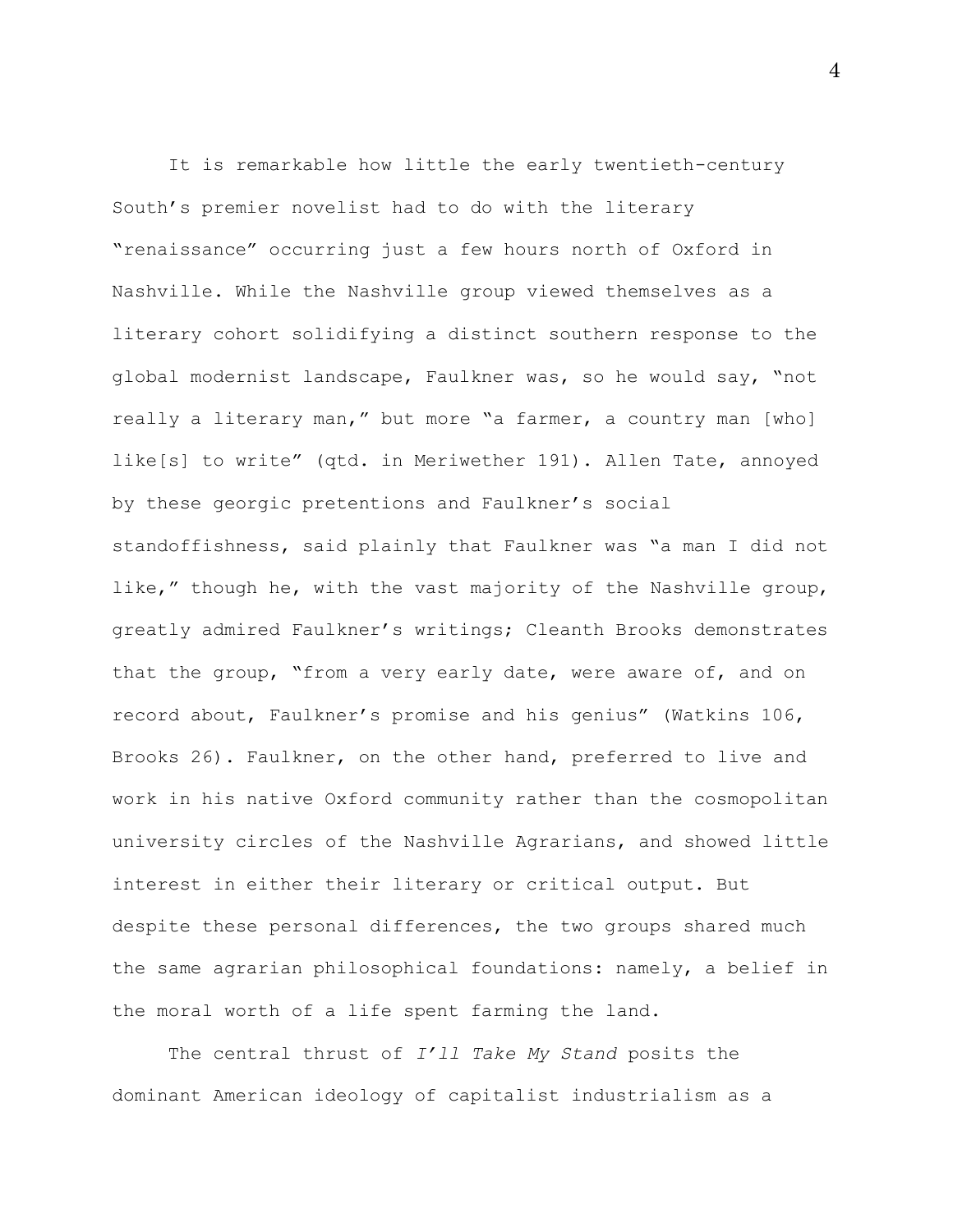It is remarkable how little the early twentieth-century South's premier novelist had to do with the literary "renaissance" occurring just a few hours north of Oxford in Nashville. While the Nashville group viewed themselves as a literary cohort solidifying a distinct southern response to the global modernist landscape, Faulkner was, so he would say, "not really a literary man," but more "a farmer, a country man [who] like[s] to write" (qtd. in Meriwether 191). Allen Tate, annoyed by these georgic pretentions and Faulkner's social standoffishness, said plainly that Faulkner was "a man I did not like," though he, with the vast majority of the Nashville group, greatly admired Faulkner's writings; Cleanth Brooks demonstrates that the group, "from a very early date, were aware of, and on record about, Faulkner's promise and his genius" (Watkins 106, Brooks 26). Faulkner, on the other hand, preferred to live and work in his native Oxford community rather than the cosmopolitan university circles of the Nashville Agrarians, and showed little interest in either their literary or critical output. But despite these personal differences, the two groups shared much the same agrarian philosophical foundations: namely, a belief in the moral worth of a life spent farming the land.

The central thrust of *I'll Take My Stand* posits the dominant American ideology of capitalist industrialism as a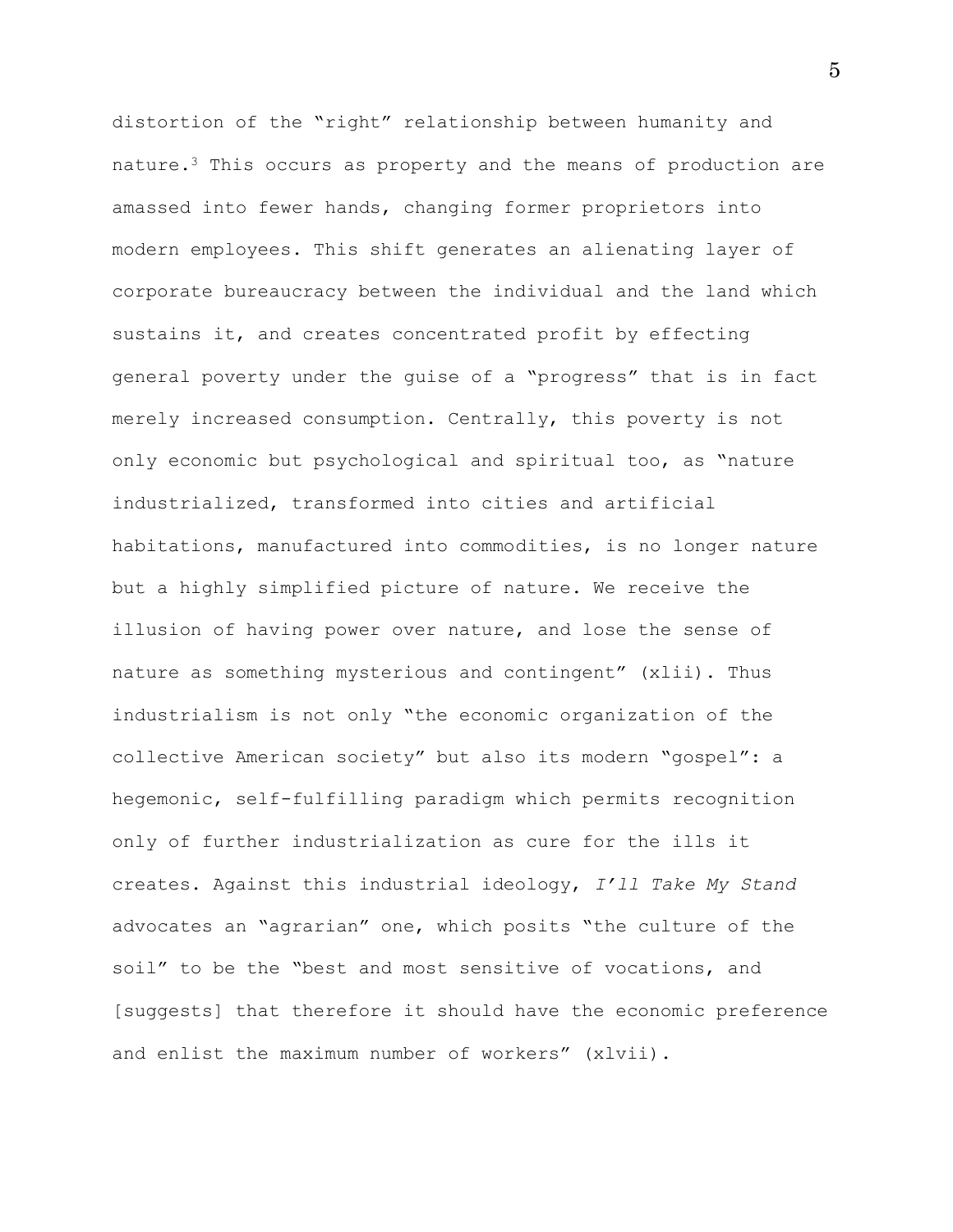distortion of the "right" relationship between humanity and nature.[3] This occurs as property and the means of production are amassed into fewer hands, changing former proprietors into modern employees. This shift generates an alienating layer of corporate bureaucracy between the individual and the land which sustains it, and creates concentrated profit by effecting general poverty under the guise of a "progress" that is in fact merely increased consumption. Centrally, this poverty is not only economic but psychological and spiritual too, as "nature industrialized, transformed into cities and artificial habitations, manufactured into commodities, is no longer nature but a highly simplified picture of nature. We receive the illusion of having power over nature, and lose the sense of nature as something mysterious and contingent" (xlii). Thus industrialism is not only "the economic organization of the collective American society" but also its modern "gospel": a hegemonic, self-fulfilling paradigm which permits recognition only of further industrialization as cure for the ills it creates. Against this industrial ideology, *I'll Take My Stand* advocates an "agrarian" one, which posits "the culture of the soil" to be the "best and most sensitive of vocations, and [suggests] that therefore it should have the economic preference and enlist the maximum number of workers" (xlvii).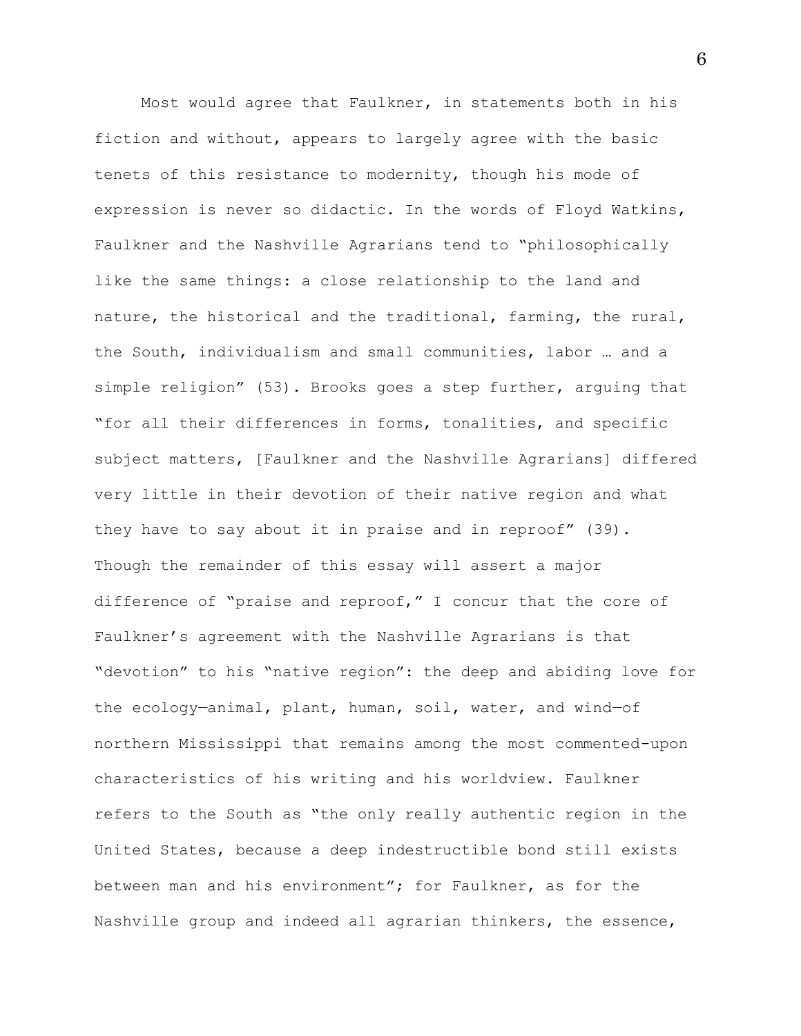Most would agree that Faulkner, in statements both in his fiction and without, appears to largely agree with the basic tenets of this resistance to modernity, though his mode of expression is never so didactic. In the words of Floyd Watkins, Faulkner and the Nashville Agrarians tend to "philosophically like the same things: a close relationship to the land and nature, the historical and the traditional, farming, the rural, the South, individualism and small communities, labor … and a simple religion" (53). Brooks goes a step further, arguing that "for all their differences in forms, tonalities, and specific subject matters, [Faulkner and the Nashville Agrarians] differed very little in their devotion of their native region and what they have to say about it in praise and in reproof" (39). Though the remainder of this essay will assert a major difference of "praise and reproof," I concur that the core of Faulkner's agreement with the Nashville Agrarians is that "devotion" to his "native region": the deep and abiding love for the ecology—animal, plant, human, soil, water, and wind—of northern Mississippi that remains among the most commented-upon characteristics of his writing and his worldview. Faulkner refers to the South as "the only really authentic region in the United States, because a deep indestructible bond still exists between man and his environment"; for Faulkner, as for the Nashville group and indeed all agrarian thinkers, the essence,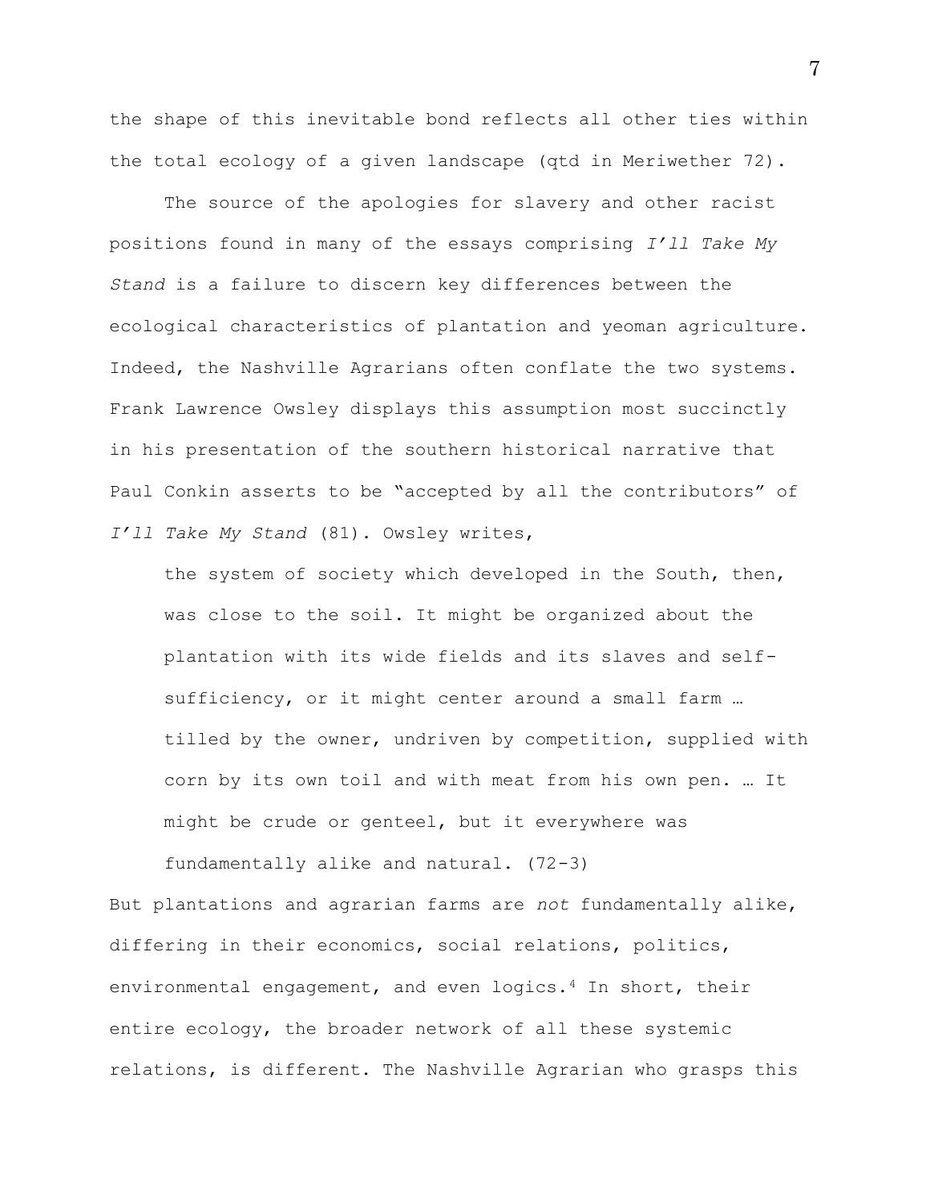the shape of this inevitable bond reflects all other ties within the total ecology of a given landscape (qtd in Meriwether 72).

The source of the apologies for slavery and other racist positions found in many of the essays comprising *I'll Take My Stand* is a failure to discern key differences between the ecological characteristics of plantation and yeoman agriculture. Indeed, the Nashville Agrarians often conflate the two systems. Frank Lawrence Owsley displays this assumption most succinctly in his presentation of the southern historical narrative that Paul Conkin asserts to be "accepted by all the contributors" of *I'll Take My Stand* (81). Owsley writes,

> the system of society which developed in the South, then, was close to the soil. It might be organized about the plantation with its wide fields and its slaves and self-sufficiency, or it might center around a small farm … tilled by the owner, undriven by competition, supplied with corn by its own toil and with meat from his own pen. … It might be crude or genteel, but it everywhere was fundamentally alike and natural. (72-3)

But plantations and agrarian farms are *not* fundamentally alike, differing in their economics, social relations, politics, environmental engagement, and even logics.[4] In short, their entire ecology, the broader network of all these systemic relations, is different. The Nashville Agrarian who grasps this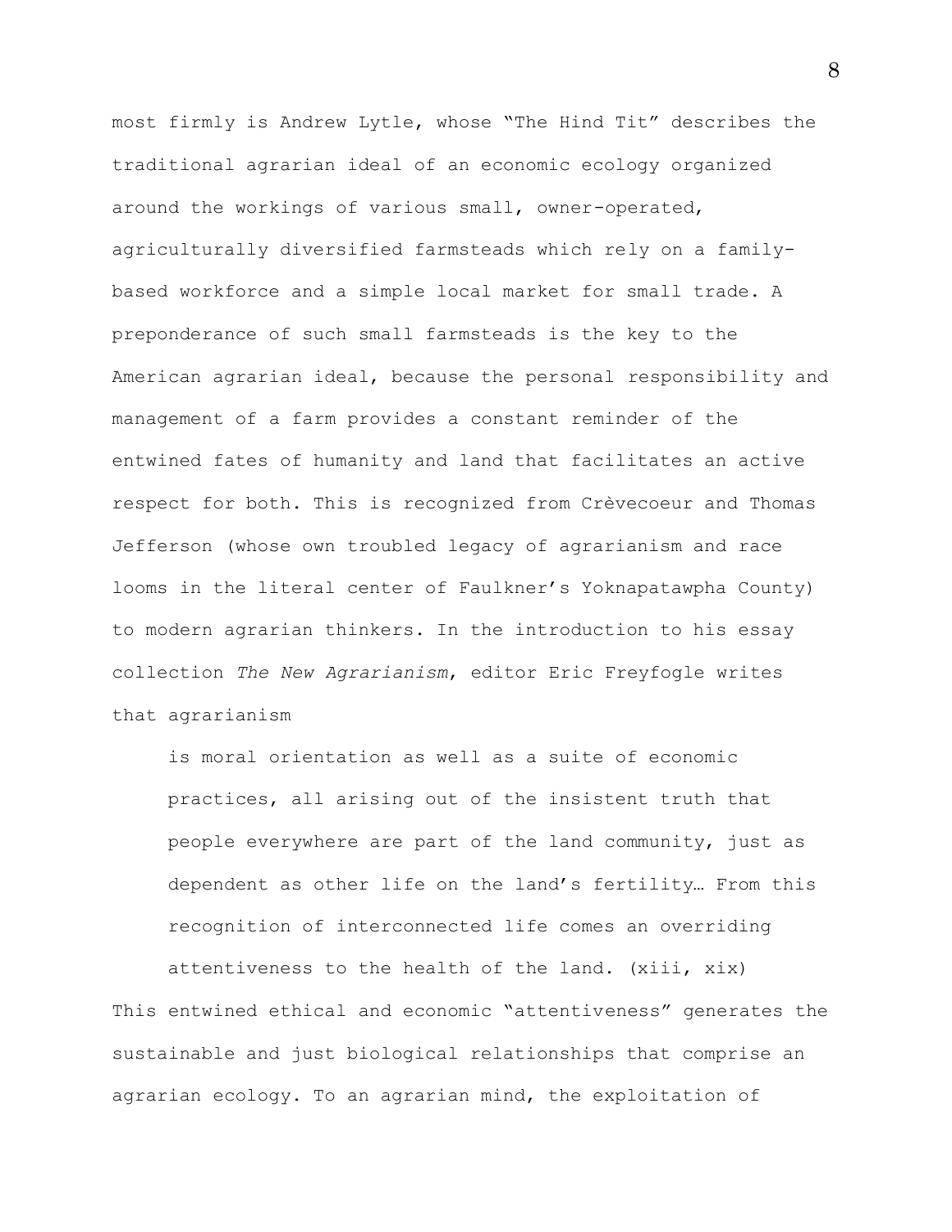most firmly is Andrew Lytle, whose "The Hind Tit" describes the traditional agrarian ideal of an economic ecology organized around the workings of various small, owner-operated, agriculturally diversified farmsteads which rely on a family-based workforce and a simple local market for small trade. A preponderance of such small farmsteads is the key to the American agrarian ideal, because the personal responsibility and management of a farm provides a constant reminder of the entwined fates of humanity and land that facilitates an active respect for both. This is recognized from Crèvecoeur and Thomas Jefferson (whose own troubled legacy of agrarianism and race looms in the literal center of Faulkner's Yoknapatawpha County) to modern agrarian thinkers. In the introduction to his essay collection *The New Agrarianism*, editor Eric Freyfogle writes that agrarianism

> is moral orientation as well as a suite of economic practices, all arising out of the insistent truth that people everywhere are part of the land community, just as dependent as other life on the land's fertility… From this recognition of interconnected life comes an overriding attentiveness to the health of the land. (xiii, xix)

This entwined ethical and economic "attentiveness" generates the sustainable and just biological relationships that comprise an agrarian ecology. To an agrarian mind, the exploitation of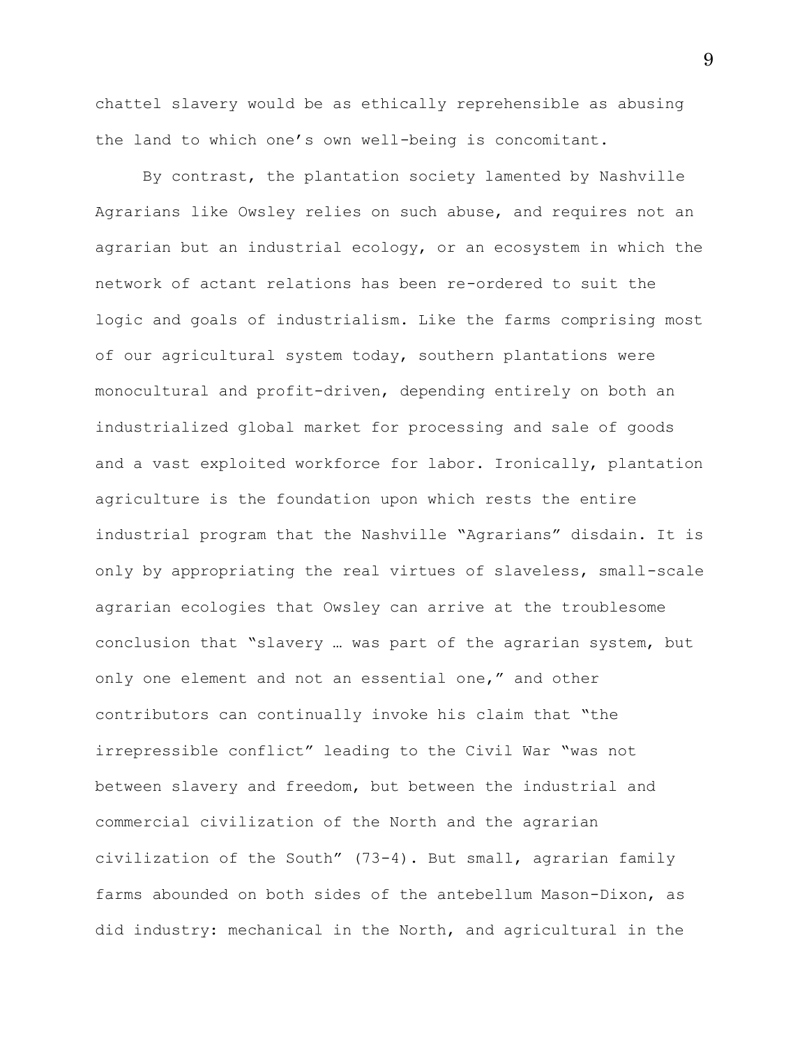chattel slavery would be as ethically reprehensible as abusing the land to which one's own well-being is concomitant.

By contrast, the plantation society lamented by Nashville Agrarians like Owsley relies on such abuse, and requires not an agrarian but an industrial ecology, or an ecosystem in which the network of actant relations has been re-ordered to suit the logic and goals of industrialism. Like the farms comprising most of our agricultural system today, southern plantations were monocultural and profit-driven, depending entirely on both an industrialized global market for processing and sale of goods and a vast exploited workforce for labor. Ironically, plantation agriculture is the foundation upon which rests the entire industrial program that the Nashville "Agrarians" disdain. It is only by appropriating the real virtues of slaveless, small-scale agrarian ecologies that Owsley can arrive at the troublesome conclusion that "slavery … was part of the agrarian system, but only one element and not an essential one," and other contributors can continually invoke his claim that "the irrepressible conflict" leading to the Civil War "was not between slavery and freedom, but between the industrial and commercial civilization of the North and the agrarian civilization of the South" (73-4). But small, agrarian family farms abounded on both sides of the antebellum Mason-Dixon, as did industry: mechanical in the North, and agricultural in the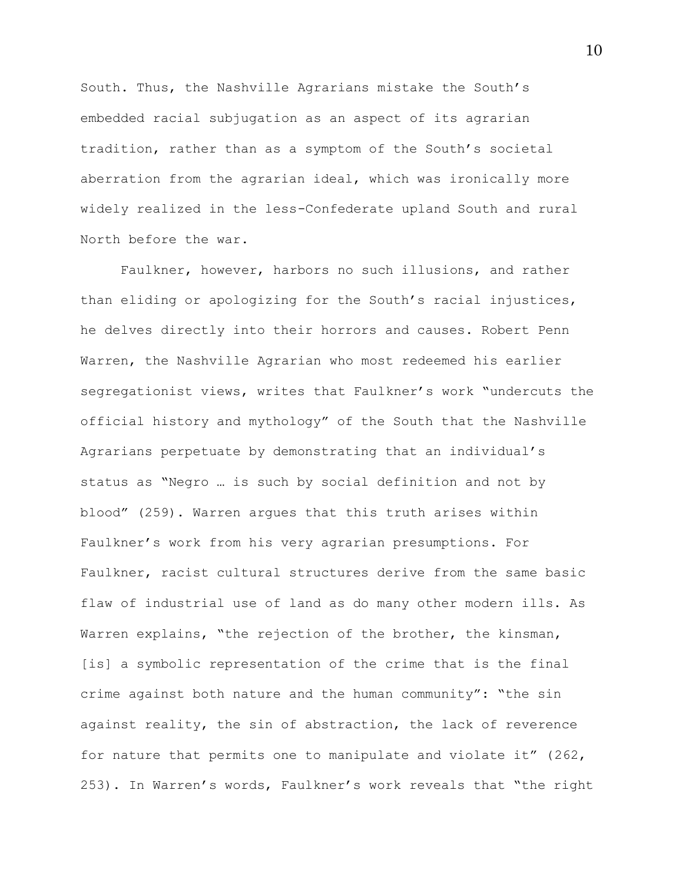South. Thus, the Nashville Agrarians mistake the South's embedded racial subjugation as an aspect of its agrarian tradition, rather than as a symptom of the South's societal aberration from the agrarian ideal, which was ironically more widely realized in the less-Confederate upland South and rural North before the war.

Faulkner, however, harbors no such illusions, and rather than eliding or apologizing for the South's racial injustices, he delves directly into their horrors and causes. Robert Penn Warren, the Nashville Agrarian who most redeemed his earlier segregationist views, writes that Faulkner's work "undercuts the official history and mythology" of the South that the Nashville Agrarians perpetuate by demonstrating that an individual's status as "Negro … is such by social definition and not by blood" (259). Warren argues that this truth arises within Faulkner's work from his very agrarian presumptions. For Faulkner, racist cultural structures derive from the same basic flaw of industrial use of land as do many other modern ills. As Warren explains, "the rejection of the brother, the kinsman, [is] a symbolic representation of the crime that is the final crime against both nature and the human community": "the sin against reality, the sin of abstraction, the lack of reverence for nature that permits one to manipulate and violate it" (262, 253). In Warren's words, Faulkner's work reveals that "the right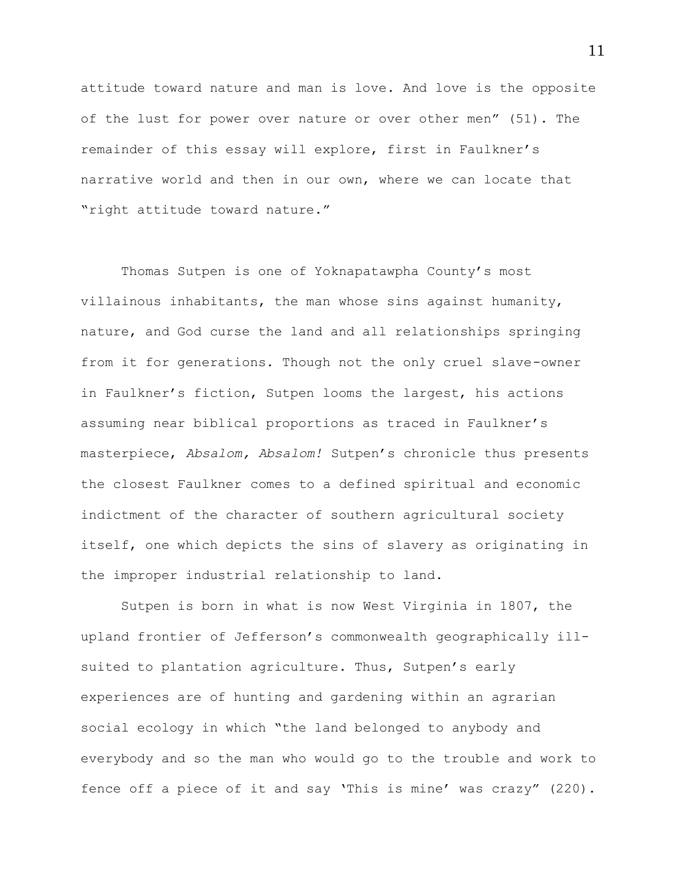attitude toward nature and man is love. And love is the opposite of the lust for power over nature or over other men" (51). The remainder of this essay will explore, first in Faulkner's narrative world and then in our own, where we can locate that "right attitude toward nature."

Thomas Sutpen is one of Yoknapatawpha County's most villainous inhabitants, the man whose sins against humanity, nature, and God curse the land and all relationships springing from it for generations. Though not the only cruel slave-owner in Faulkner's fiction, Sutpen looms the largest, his actions assuming near biblical proportions as traced in Faulkner's masterpiece, *Absalom, Absalom!* Sutpen's chronicle thus presents the closest Faulkner comes to a defined spiritual and economic indictment of the character of southern agricultural society itself, one which depicts the sins of slavery as originating in the improper industrial relationship to land.

Sutpen is born in what is now West Virginia in 1807, the upland frontier of Jefferson's commonwealth geographically ill-suited to plantation agriculture. Thus, Sutpen's early experiences are of hunting and gardening within an agrarian social ecology in which "the land belonged to anybody and everybody and so the man who would go to the trouble and work to fence off a piece of it and say 'This is mine' was crazy" (220).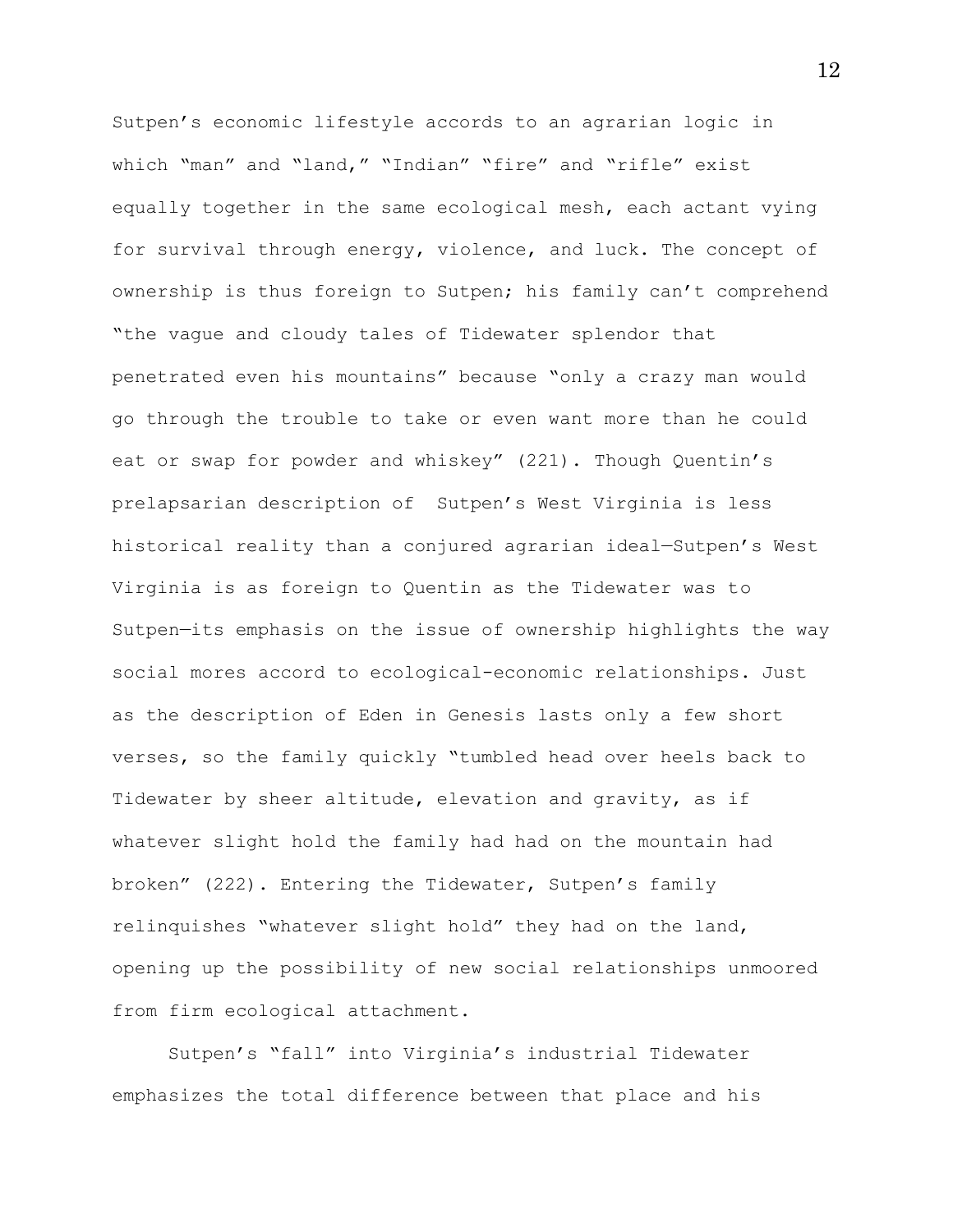Sutpen's economic lifestyle accords to an agrarian logic in which "man" and "land," "Indian" "fire" and "rifle" exist equally together in the same ecological mesh, each actant vying for survival through energy, violence, and luck. The concept of ownership is thus foreign to Sutpen; his family can't comprehend "the vague and cloudy tales of Tidewater splendor that penetrated even his mountains" because "only a crazy man would go through the trouble to take or even want more than he could eat or swap for powder and whiskey" (221). Though Quentin's prelapsarian description of Sutpen's West Virginia is less historical reality than a conjured agrarian ideal—Sutpen's West Virginia is as foreign to Quentin as the Tidewater was to Sutpen—its emphasis on the issue of ownership highlights the way social mores accord to ecological-economic relationships. Just as the description of Eden in Genesis lasts only a few short verses, so the family quickly "tumbled head over heels back to Tidewater by sheer altitude, elevation and gravity, as if whatever slight hold the family had had on the mountain had broken" (222). Entering the Tidewater, Sutpen's family relinquishes "whatever slight hold" they had on the land, opening up the possibility of new social relationships unmoored from firm ecological attachment.

Sutpen's "fall" into Virginia's industrial Tidewater emphasizes the total difference between that place and his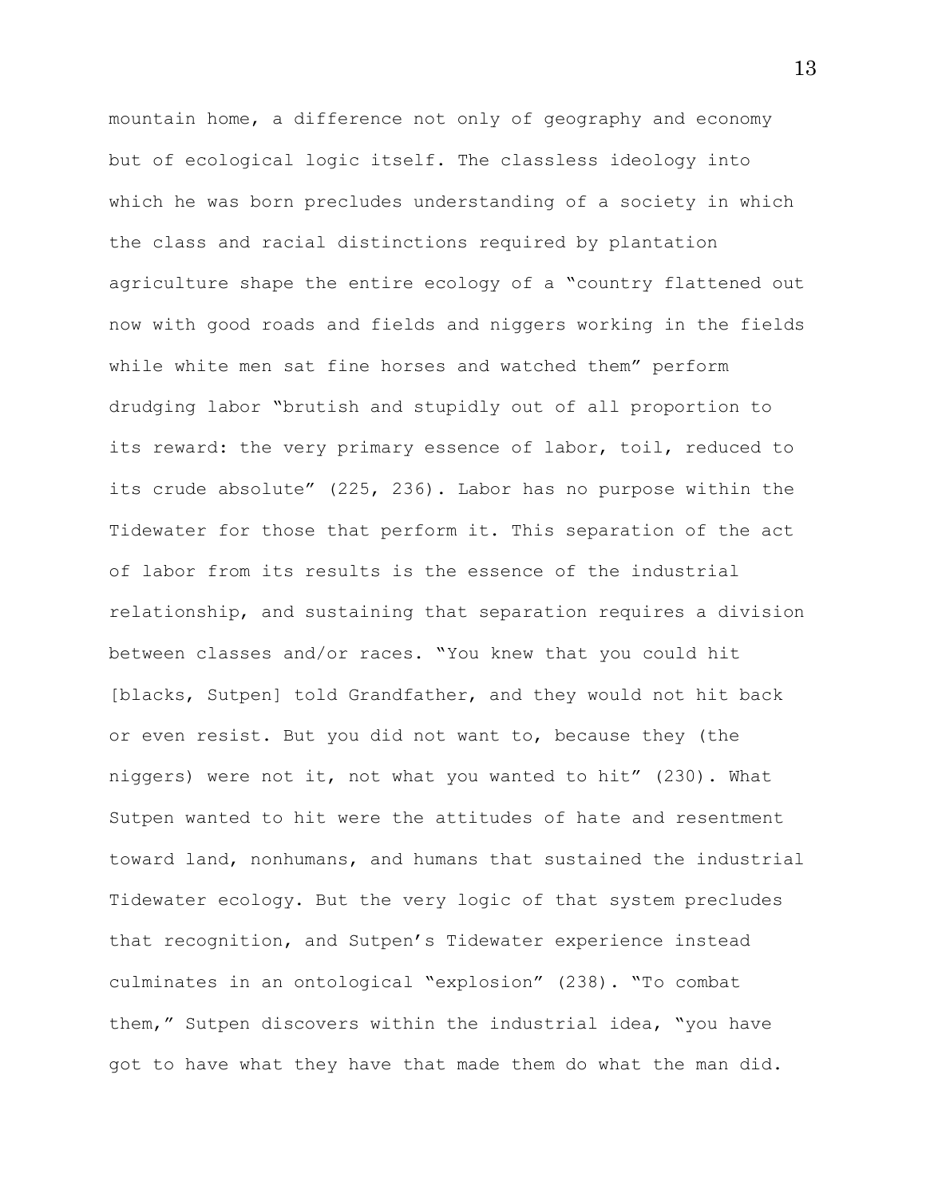mountain home, a difference not only of geography and economy but of ecological logic itself. The classless ideology into which he was born precludes understanding of a society in which the class and racial distinctions required by plantation agriculture shape the entire ecology of a "country flattened out now with good roads and fields and niggers working in the fields while white men sat fine horses and watched them" perform drudging labor "brutish and stupidly out of all proportion to its reward: the very primary essence of labor, toil, reduced to its crude absolute" (225, 236). Labor has no purpose within the Tidewater for those that perform it. This separation of the act of labor from its results is the essence of the industrial relationship, and sustaining that separation requires a division between classes and/or races. "You knew that you could hit [blacks, Sutpen] told Grandfather, and they would not hit back or even resist. But you did not want to, because they (the niggers) were not it, not what you wanted to hit" (230). What Sutpen wanted to hit were the attitudes of hate and resentment toward land, nonhumans, and humans that sustained the industrial Tidewater ecology. But the very logic of that system precludes that recognition, and Sutpen's Tidewater experience instead culminates in an ontological "explosion" (238). "To combat them," Sutpen discovers within the industrial idea, "you have got to have what they have that made them do what the man did.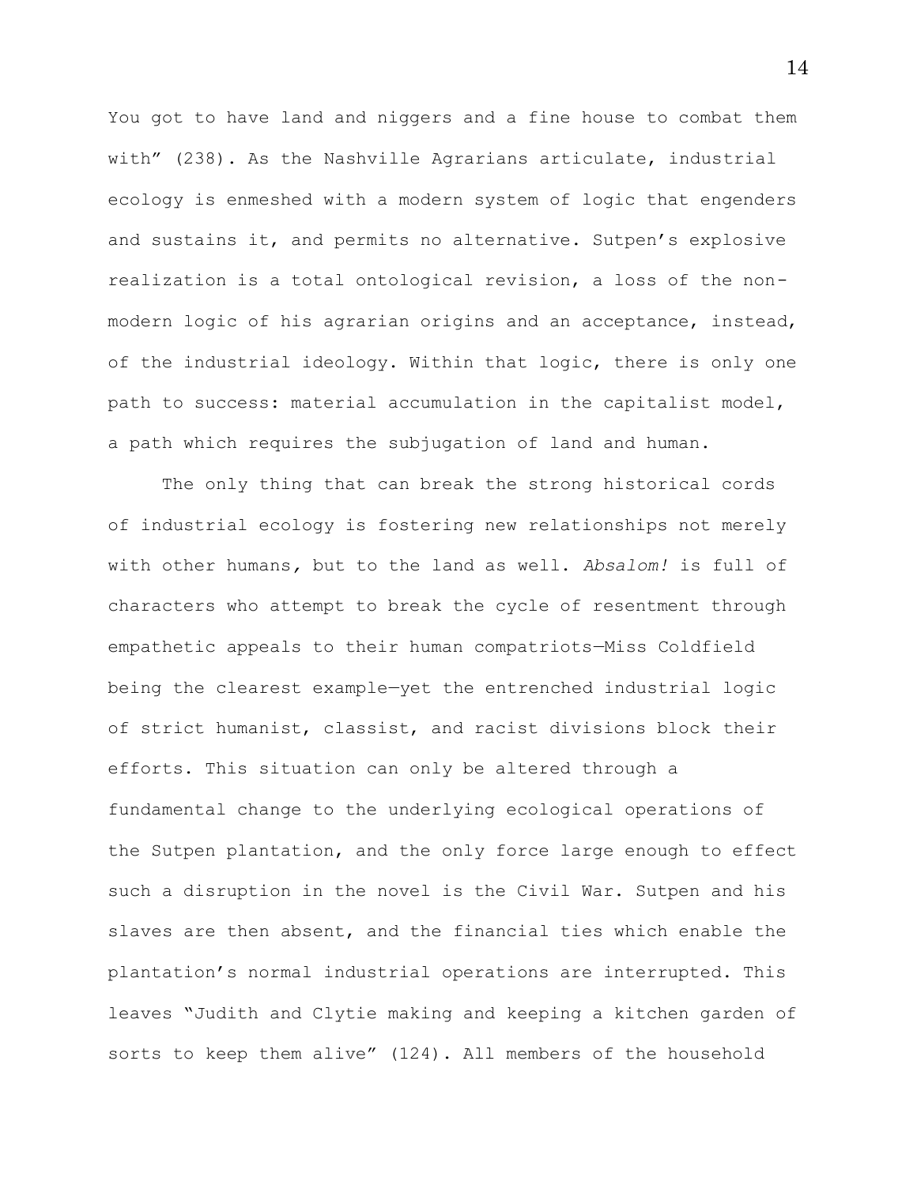You got to have land and niggers and a fine house to combat them with" (238). As the Nashville Agrarians articulate, industrial ecology is enmeshed with a modern system of logic that engenders and sustains it, and permits no alternative. Sutpen's explosive realization is a total ontological revision, a loss of the non-modern logic of his agrarian origins and an acceptance, instead, of the industrial ideology. Within that logic, there is only one path to success: material accumulation in the capitalist model, a path which requires the subjugation of land and human.

The only thing that can break the strong historical cords of industrial ecology is fostering new relationships not merely with other humans, but to the land as well. *Absalom!* is full of characters who attempt to break the cycle of resentment through empathetic appeals to their human compatriots—Miss Coldfield being the clearest example—yet the entrenched industrial logic of strict humanist, classist, and racist divisions block their efforts. This situation can only be altered through a fundamental change to the underlying ecological operations of the Sutpen plantation, and the only force large enough to effect such a disruption in the novel is the Civil War. Sutpen and his slaves are then absent, and the financial ties which enable the plantation's normal industrial operations are interrupted. This leaves "Judith and Clytie making and keeping a kitchen garden of sorts to keep them alive" (124). All members of the household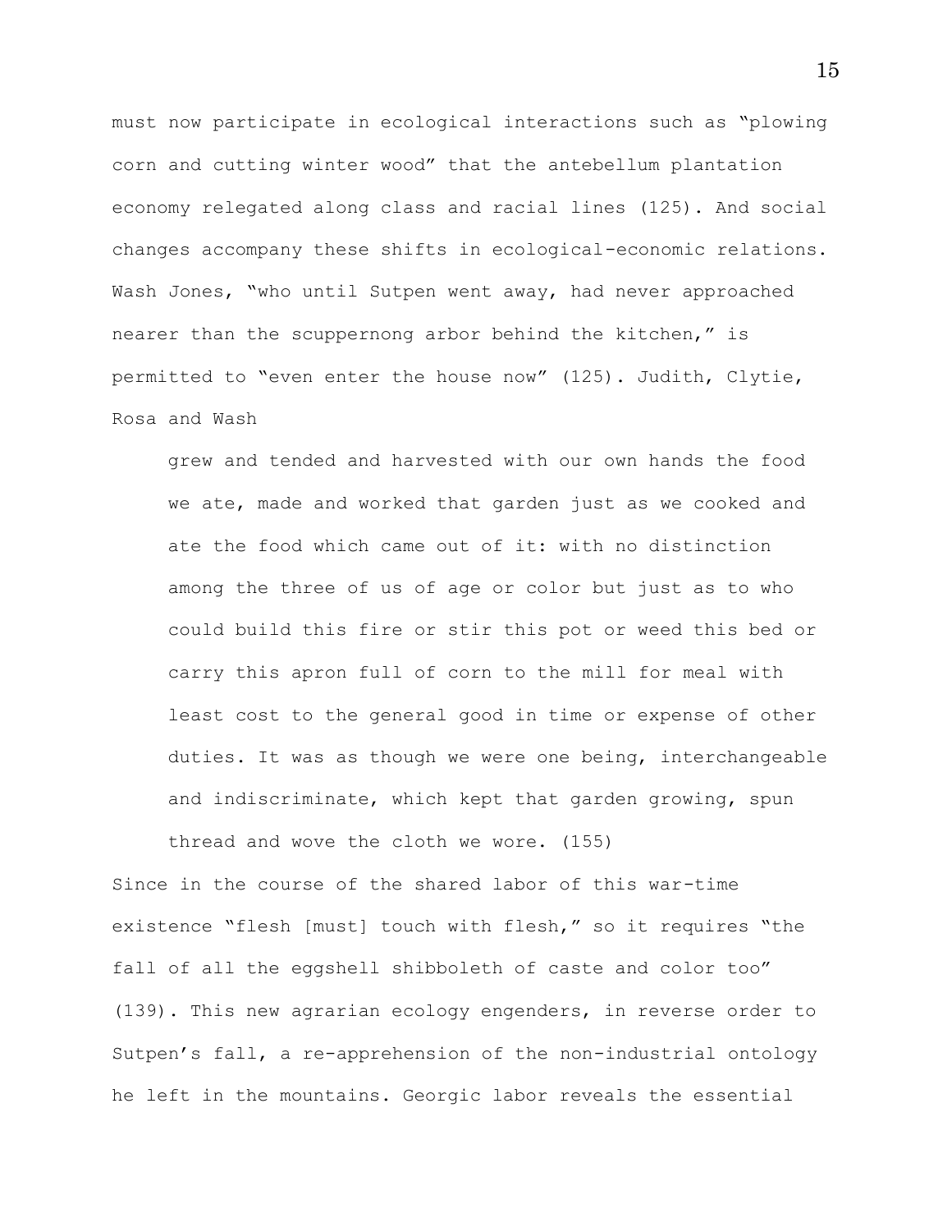must now participate in ecological interactions such as "plowing corn and cutting winter wood" that the antebellum plantation economy relegated along class and racial lines (125). And social changes accompany these shifts in ecological-economic relations. Wash Jones, "who until Sutpen went away, had never approached nearer than the scuppernong arbor behind the kitchen," is permitted to "even enter the house now" (125). Judith, Clytie, Rosa and Wash

> grew and tended and harvested with our own hands the food we ate, made and worked that garden just as we cooked and ate the food which came out of it: with no distinction among the three of us of age or color but just as to who could build this fire or stir this pot or weed this bed or carry this apron full of corn to the mill for meal with least cost to the general good in time or expense of other duties. It was as though we were one being, interchangeable and indiscriminate, which kept that garden growing, spun thread and wove the cloth we wore. (155)

Since in the course of the shared labor of this war-time existence "flesh [must] touch with flesh," so it requires "the fall of all the eggshell shibboleth of caste and color too" (139). This new agrarian ecology engenders, in reverse order to Sutpen's fall, a re-apprehension of the non-industrial ontology he left in the mountains. Georgic labor reveals the essential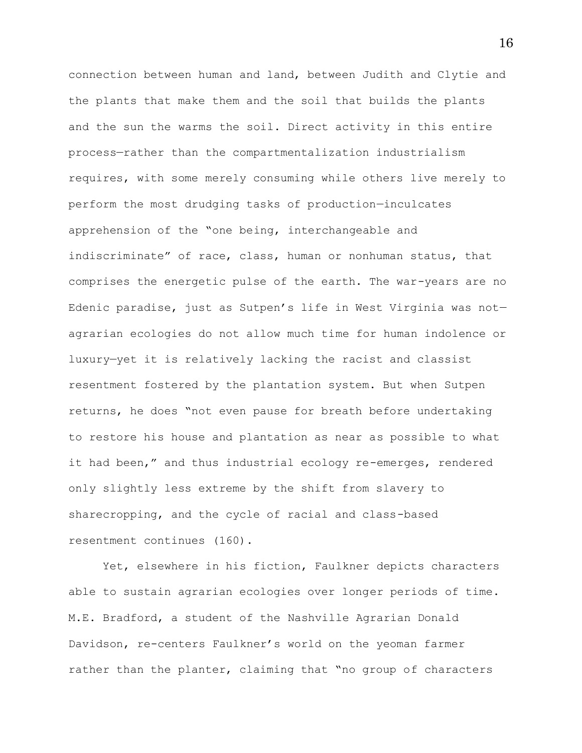connection between human and land, between Judith and Clytie and the plants that make them and the soil that builds the plants and the sun the warms the soil. Direct activity in this entire process—rather than the compartmentalization industrialism requires, with some merely consuming while others live merely to perform the most drudging tasks of production—inculcates apprehension of the "one being, interchangeable and indiscriminate" of race, class, human or nonhuman status, that comprises the energetic pulse of the earth. The war-years are no Edenic paradise, just as Sutpen's life in West Virginia was not—agrarian ecologies do not allow much time for human indolence or luxury—yet it is relatively lacking the racist and classist resentment fostered by the plantation system. But when Sutpen returns, he does "not even pause for breath before undertaking to restore his house and plantation as near as possible to what it had been," and thus industrial ecology re-emerges, rendered only slightly less extreme by the shift from slavery to sharecropping, and the cycle of racial and class-based resentment continues (160).

Yet, elsewhere in his fiction, Faulkner depicts characters able to sustain agrarian ecologies over longer periods of time. M.E. Bradford, a student of the Nashville Agrarian Donald Davidson, re-centers Faulkner's world on the yeoman farmer rather than the planter, claiming that "no group of characters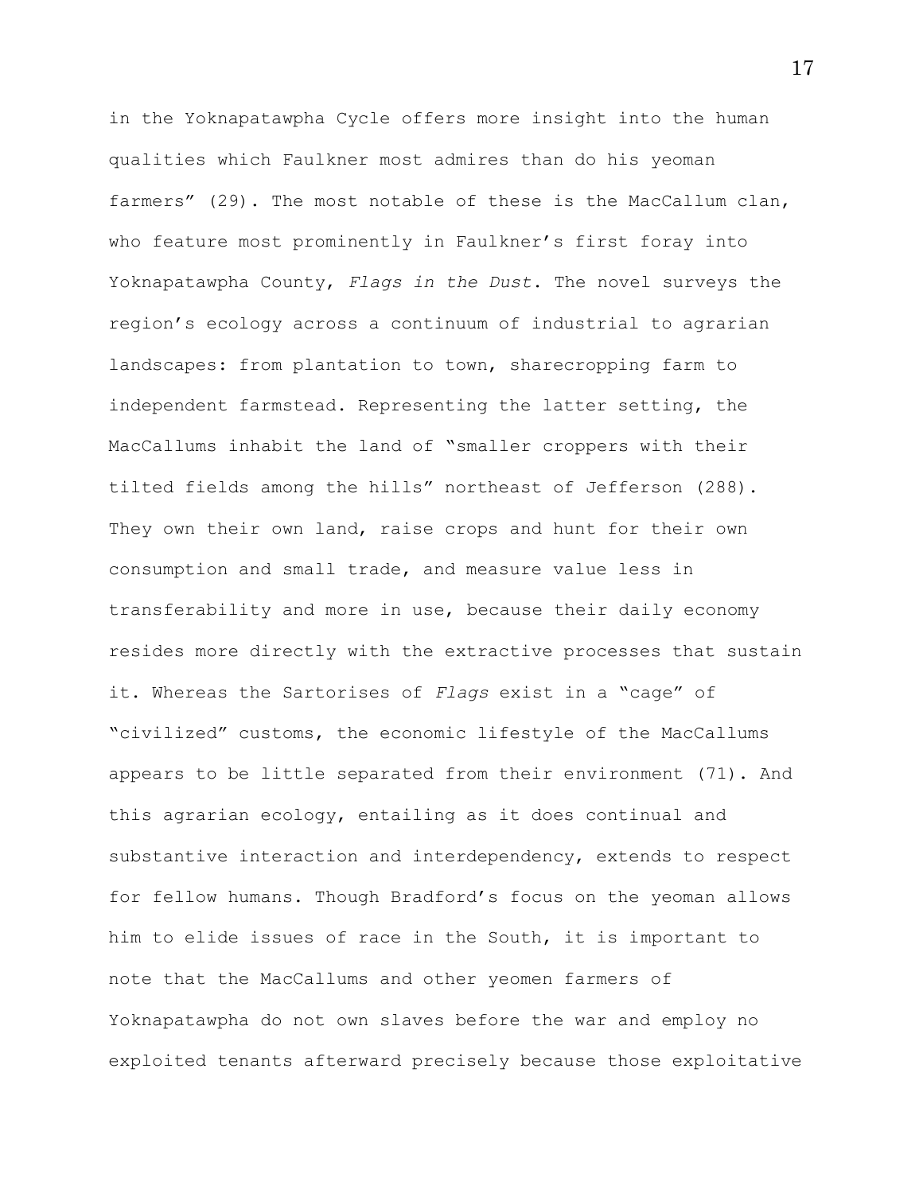in the Yoknapatawpha Cycle offers more insight into the human qualities which Faulkner most admires than do his yeoman farmers" (29). The most notable of these is the MacCallum clan, who feature most prominently in Faulkner's first foray into Yoknapatawpha County, *Flags in the Dust*. The novel surveys the region's ecology across a continuum of industrial to agrarian landscapes: from plantation to town, sharecropping farm to independent farmstead. Representing the latter setting, the MacCallums inhabit the land of "smaller croppers with their tilted fields among the hills" northeast of Jefferson (288). They own their own land, raise crops and hunt for their own consumption and small trade, and measure value less in transferability and more in use, because their daily economy resides more directly with the extractive processes that sustain it. Whereas the Sartorises of *Flags* exist in a "cage" of "civilized" customs, the economic lifestyle of the MacCallums appears to be little separated from their environment (71). And this agrarian ecology, entailing as it does continual and substantive interaction and interdependency, extends to respect for fellow humans. Though Bradford's focus on the yeoman allows him to elide issues of race in the South, it is important to note that the MacCallums and other yeomen farmers of Yoknapatawpha do not own slaves before the war and employ no exploited tenants afterward precisely because those exploitative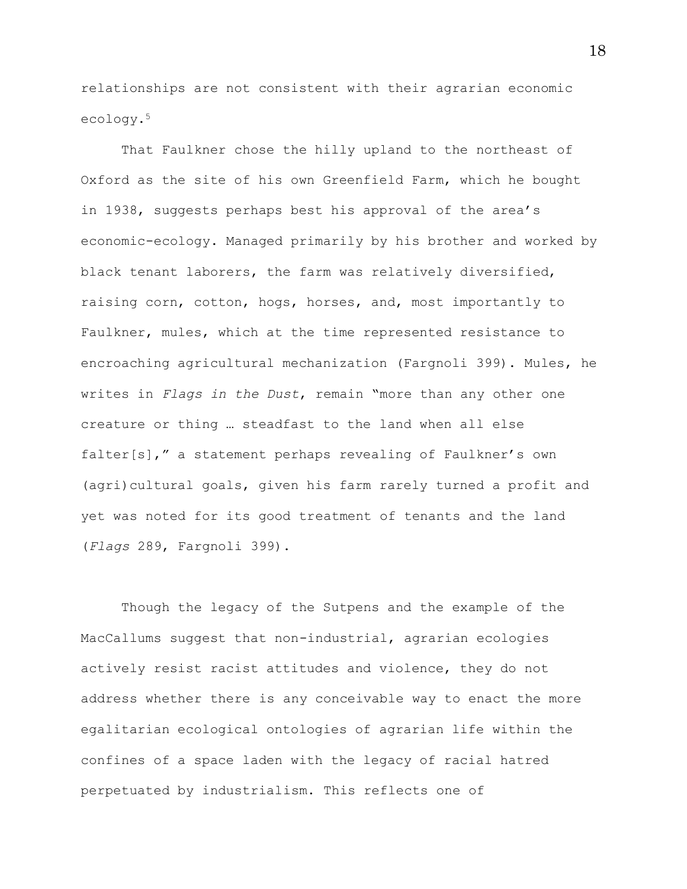relationships are not consistent with their agrarian economic ecology.[5]

That Faulkner chose the hilly upland to the northeast of Oxford as the site of his own Greenfield Farm, which he bought in 1938, suggests perhaps best his approval of the area's economic-ecology. Managed primarily by his brother and worked by black tenant laborers, the farm was relatively diversified, raising corn, cotton, hogs, horses, and, most importantly to Faulkner, mules, which at the time represented resistance to encroaching agricultural mechanization (Fargnoli 399). Mules, he writes in *Flags in the Dust*, remain "more than any other one creature or thing … steadfast to the land when all else falter[s]," a statement perhaps revealing of Faulkner's own (agri)cultural goals, given his farm rarely turned a profit and yet was noted for its good treatment of tenants and the land (*Flags* 289, Fargnoli 399).

Though the legacy of the Sutpens and the example of the MacCallums suggest that non-industrial, agrarian ecologies actively resist racist attitudes and violence, they do not address whether there is any conceivable way to enact the more egalitarian ecological ontologies of agrarian life within the confines of a space laden with the legacy of racial hatred perpetuated by industrialism. This reflects one of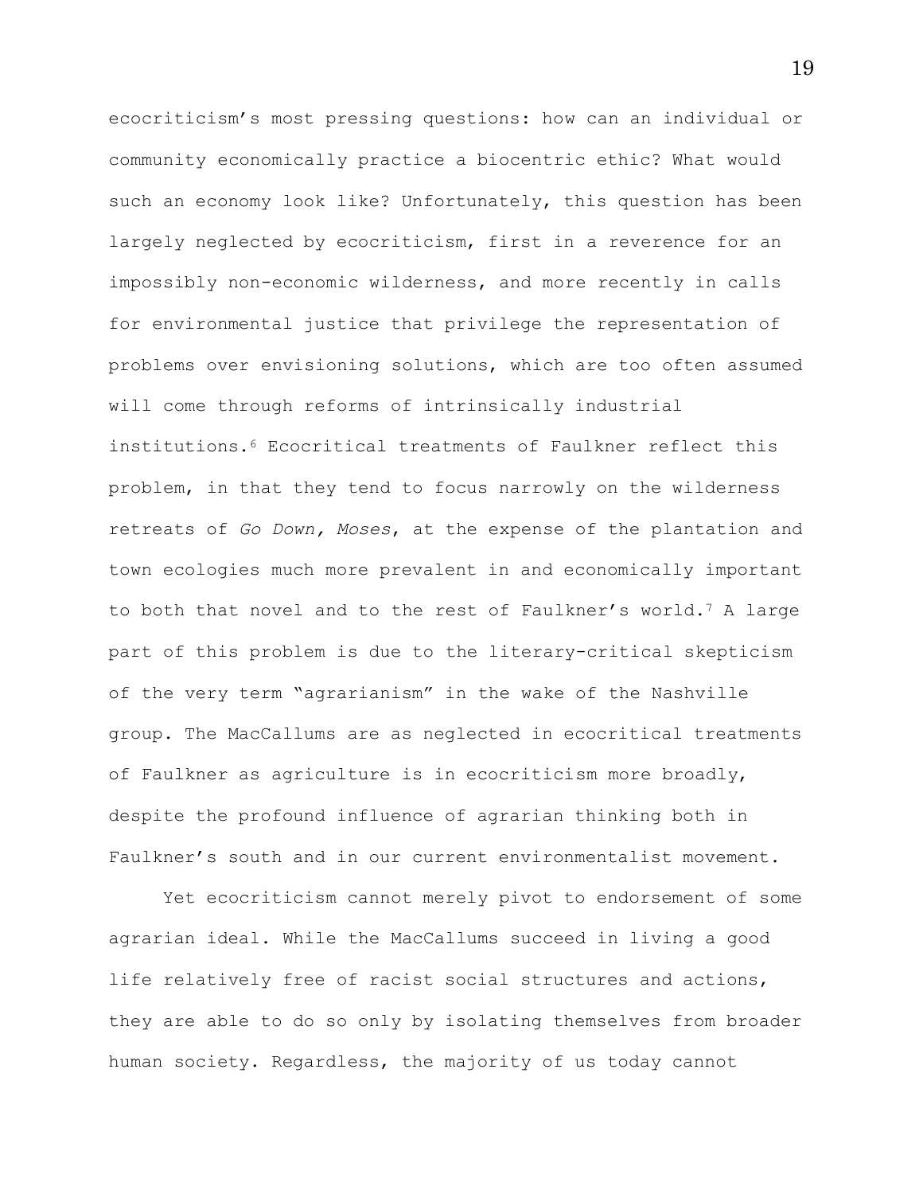ecocriticism’s most pressing questions: how can an individual or community economically practice a biocentric ethic? What would such an economy look like? Unfortunately, this question has been largely neglected by ecocriticism, first in a reverence for an impossibly non-economic wilderness, and more recently in calls for environmental justice that privilege the representation of problems over envisioning solutions, which are too often assumed will come through reforms of intrinsically industrial institutions.[6] Ecocritical treatments of Faulkner reflect this problem, in that they tend to focus narrowly on the wilderness retreats of *Go Down, Moses*, at the expense of the plantation and town ecologies much more prevalent in and economically important to both that novel and to the rest of Faulkner’s world.[7] A large part of this problem is due to the literary-critical skepticism of the very term “agrarianism” in the wake of the Nashville group. The MacCallums are as neglected in ecocritical treatments of Faulkner as agriculture is in ecocriticism more broadly, despite the profound influence of agrarian thinking both in Faulkner’s south and in our current environmentalist movement.

Yet ecocriticism cannot merely pivot to endorsement of some agrarian ideal. While the MacCallums succeed in living a good life relatively free of racist social structures and actions, they are able to do so only by isolating themselves from broader human society. Regardless, the majority of us today cannot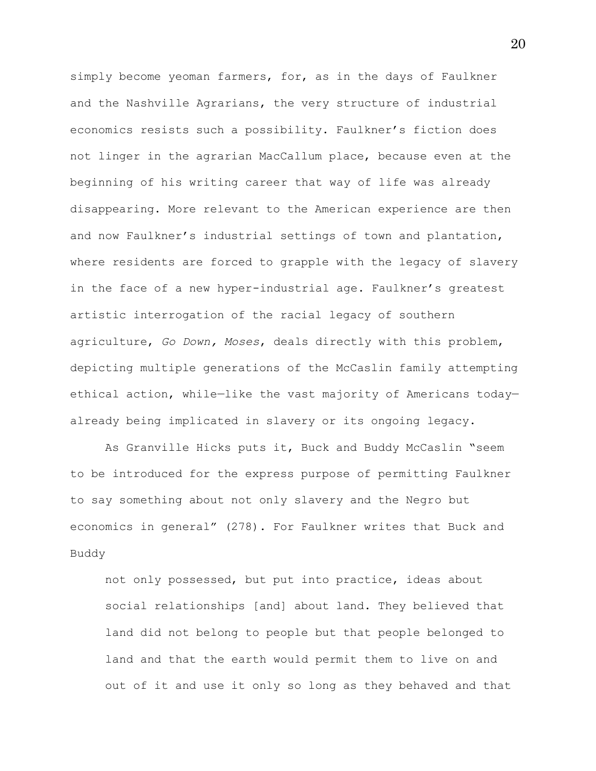simply become yeoman farmers, for, as in the days of Faulkner and the Nashville Agrarians, the very structure of industrial economics resists such a possibility. Faulkner's fiction does not linger in the agrarian MacCallum place, because even at the beginning of his writing career that way of life was already disappearing. More relevant to the American experience are then and now Faulkner's industrial settings of town and plantation, where residents are forced to grapple with the legacy of slavery in the face of a new hyper-industrial age. Faulkner's greatest artistic interrogation of the racial legacy of southern agriculture, *Go Down, Moses*, deals directly with this problem, depicting multiple generations of the McCaslin family attempting ethical action, while—like the vast majority of Americans today—already being implicated in slavery or its ongoing legacy.

As Granville Hicks puts it, Buck and Buddy McCaslin "seem to be introduced for the express purpose of permitting Faulkner to say something about not only slavery and the Negro but economics in general" (278). For Faulkner writes that Buck and Buddy

> not only possessed, but put into practice, ideas about social relationships [and] about land. They believed that land did not belong to people but that people belonged to land and that the earth would permit them to live on and out of it and use it only so long as they behaved and that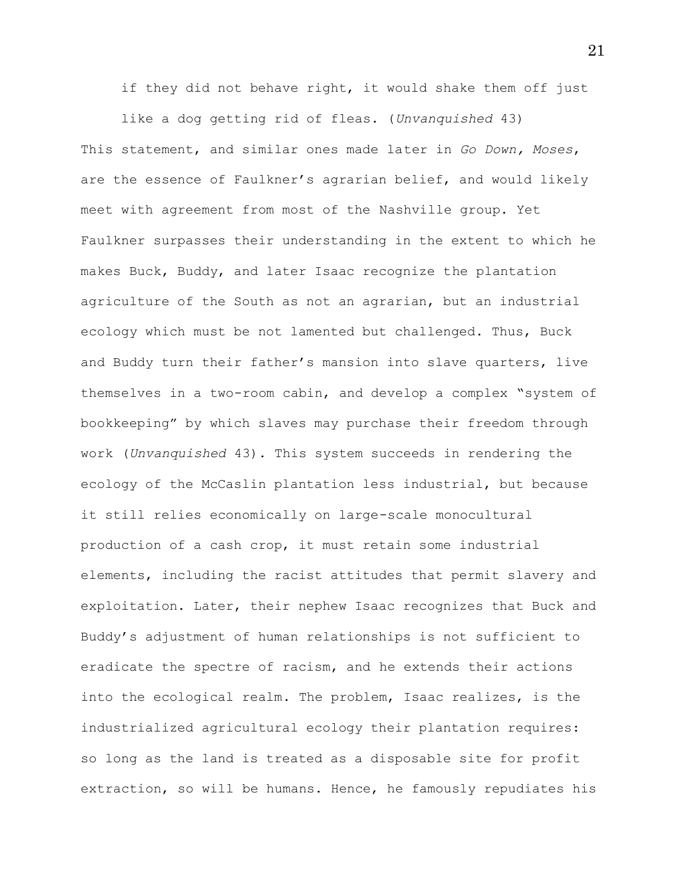> if they did not behave right, it would shake them off just like a dog getting rid of fleas. (*Unvanquished* 43)

This statement, and similar ones made later in *Go Down, Moses*, are the essence of Faulkner's agrarian belief, and would likely meet with agreement from most of the Nashville group. Yet Faulkner surpasses their understanding in the extent to which he makes Buck, Buddy, and later Isaac recognize the plantation agriculture of the South as not an agrarian, but an industrial ecology which must be not lamented but challenged. Thus, Buck and Buddy turn their father's mansion into slave quarters, live themselves in a two-room cabin, and develop a complex "system of bookkeeping" by which slaves may purchase their freedom through work (*Unvanquished* 43). This system succeeds in rendering the ecology of the McCaslin plantation less industrial, but because it still relies economically on large-scale monocultural production of a cash crop, it must retain some industrial elements, including the racist attitudes that permit slavery and exploitation. Later, their nephew Isaac recognizes that Buck and Buddy's adjustment of human relationships is not sufficient to eradicate the spectre of racism, and he extends their actions into the ecological realm. The problem, Isaac realizes, is the industrialized agricultural ecology their plantation requires: so long as the land is treated as a disposable site for profit extraction, so will be humans. Hence, he famously repudiates his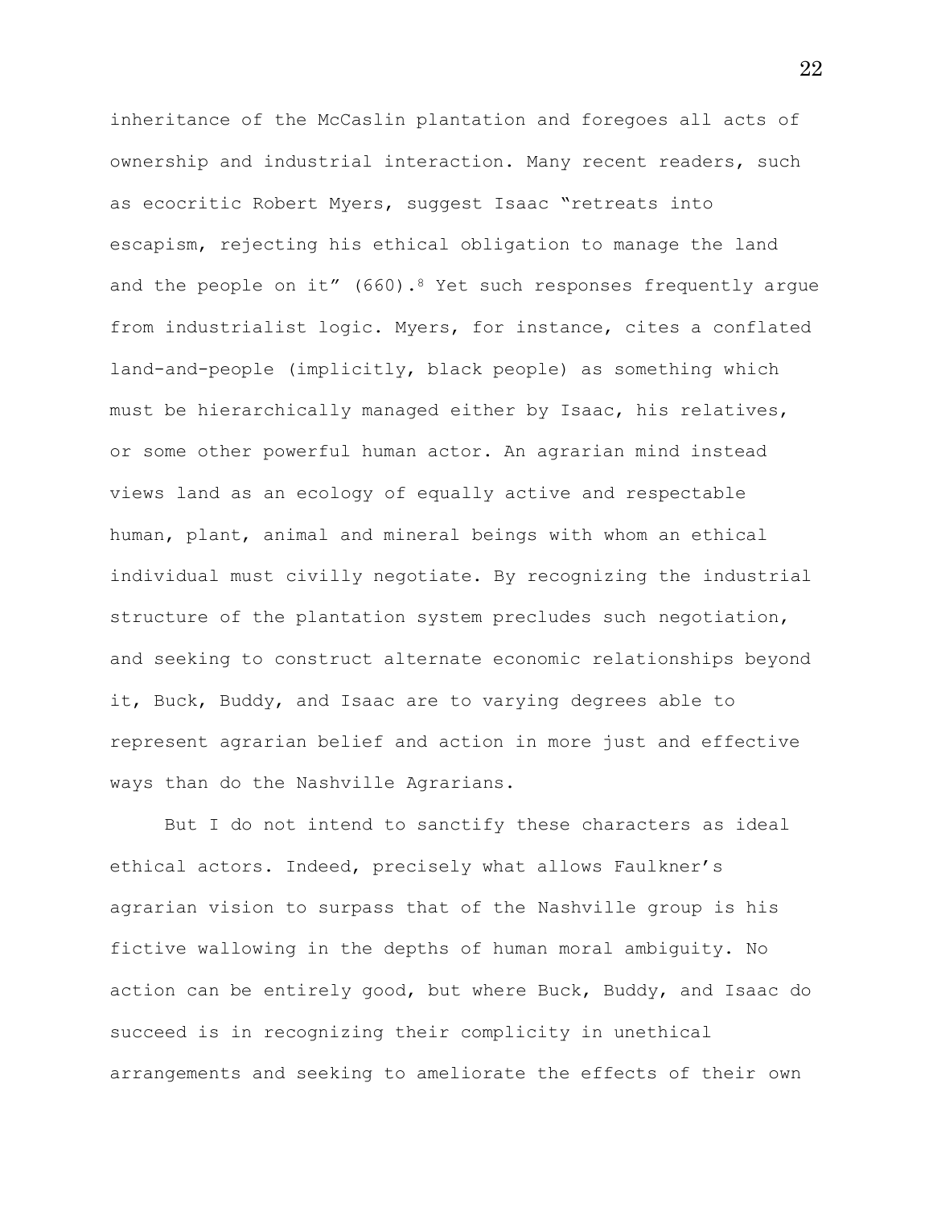inheritance of the McCaslin plantation and foregoes all acts of ownership and industrial interaction. Many recent readers, such as ecocritic Robert Myers, suggest Isaac "retreats into escapism, rejecting his ethical obligation to manage the land and the people on it" (660).[8] Yet such responses frequently argue from industrialist logic. Myers, for instance, cites a conflated land-and-people (implicitly, black people) as something which must be hierarchically managed either by Isaac, his relatives, or some other powerful human actor. An agrarian mind instead views land as an ecology of equally active and respectable human, plant, animal and mineral beings with whom an ethical individual must civilly negotiate. By recognizing the industrial structure of the plantation system precludes such negotiation, and seeking to construct alternate economic relationships beyond it, Buck, Buddy, and Isaac are to varying degrees able to represent agrarian belief and action in more just and effective ways than do the Nashville Agrarians.

But I do not intend to sanctify these characters as ideal ethical actors. Indeed, precisely what allows Faulkner's agrarian vision to surpass that of the Nashville group is his fictive wallowing in the depths of human moral ambiguity. No action can be entirely good, but where Buck, Buddy, and Isaac do succeed is in recognizing their complicity in unethical arrangements and seeking to ameliorate the effects of their own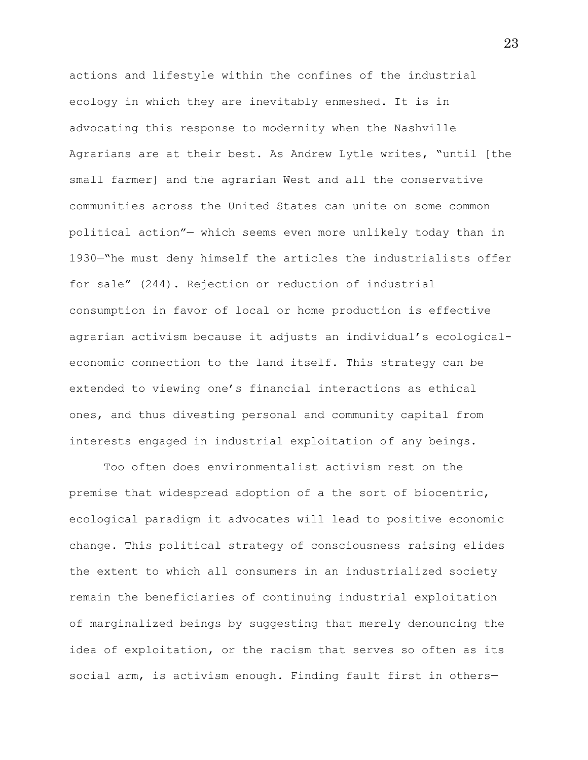actions and lifestyle within the confines of the industrial ecology in which they are inevitably enmeshed. It is in advocating this response to modernity when the Nashville Agrarians are at their best. As Andrew Lytle writes, "until [the small farmer] and the agrarian West and all the conservative communities across the United States can unite on some common political action"— which seems even more unlikely today than in 1930—"he must deny himself the articles the industrialists offer for sale" (244). Rejection or reduction of industrial consumption in favor of local or home production is effective agrarian activism because it adjusts an individual's ecological-economic connection to the land itself. This strategy can be extended to viewing one's financial interactions as ethical ones, and thus divesting personal and community capital from interests engaged in industrial exploitation of any beings.

Too often does environmentalist activism rest on the premise that widespread adoption of a the sort of biocentric, ecological paradigm it advocates will lead to positive economic change. This political strategy of consciousness raising elides the extent to which all consumers in an industrialized society remain the beneficiaries of continuing industrial exploitation of marginalized beings by suggesting that merely denouncing the idea of exploitation, or the racism that serves so often as its social arm, is activism enough. Finding fault first in others—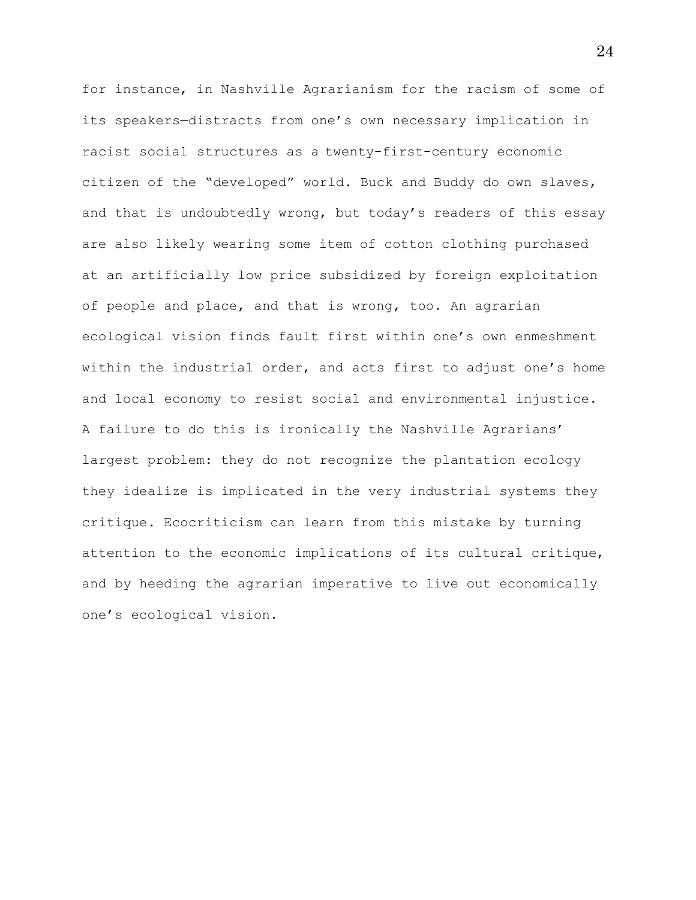for instance, in Nashville Agrarianism for the racism of some of its speakers—distracts from one's own necessary implication in racist social structures as a twenty-first-century economic citizen of the "developed" world. Buck and Buddy do own slaves, and that is undoubtedly wrong, but today's readers of this essay are also likely wearing some item of cotton clothing purchased at an artificially low price subsidized by foreign exploitation of people and place, and that is wrong, too. An agrarian ecological vision finds fault first within one's own enmeshment within the industrial order, and acts first to adjust one's home and local economy to resist social and environmental injustice. A failure to do this is ironically the Nashville Agrarians' largest problem: they do not recognize the plantation ecology they idealize is implicated in the very industrial systems they critique. Ecocriticism can learn from this mistake by turning attention to the economic implications of its cultural critique, and by heeding the agrarian imperative to live out economically one's ecological vision.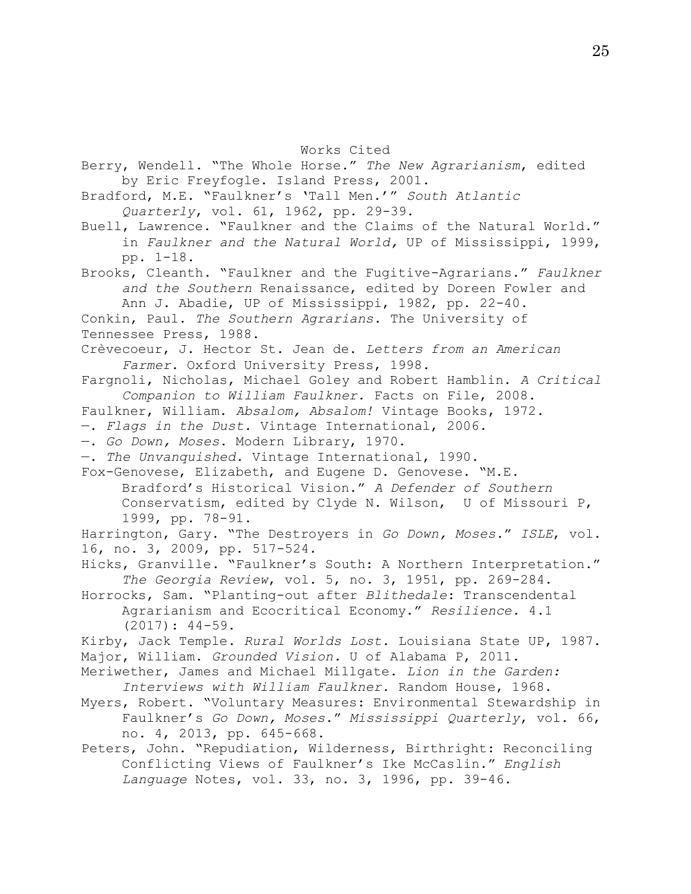# Works Cited

Berry, Wendell. "The Whole Horse." *The New Agrarianism*, edited by Eric Freyfogle. Island Press, 2001.

Bradford, M.E. "Faulkner's 'Tall Men.'" *South Atlantic Quarterly*, vol. 61, 1962, pp. 29-39.

Buell, Lawrence. "Faulkner and the Claims of the Natural World." in *Faulkner and the Natural World,* UP of Mississippi, 1999, pp. 1-18.

Brooks, Cleanth. "Faulkner and the Fugitive-Agrarians." *Faulkner and the Southern* Renaissance, edited by Doreen Fowler and Ann J. Abadie, UP of Mississippi, 1982, pp. 22-40.

Conkin, Paul. *The Southern Agrarians.* The University of Tennessee Press, 1988.

Crèvecoeur, J. Hector St. Jean de. *Letters from an American Farmer*. Oxford University Press, 1998.

Fargnoli, Nicholas, Michael Goley and Robert Hamblin. *A Critical Companion to William Faulkner.* Facts on File, 2008.

Faulkner, William. *Absalom, Absalom!* Vintage Books, 1972.

—. *Flags in the Dust.* Vintage International, 2006.

—. *Go Down, Moses*. Modern Library, 1970.

—. *The Unvanquished.* Vintage International, 1990.

Fox-Genovese, Elizabeth, and Eugene D. Genovese. "M.E. Bradford's Historical Vision." *A Defender of Southern* Conservatism, edited by Clyde N. Wilson, U of Missouri P, 1999, pp. 78-91.

Harrington, Gary. "The Destroyers in *Go Down, Moses.*" *ISLE*, vol. 16, no. 3, 2009, pp. 517-524.

Hicks, Granville. "Faulkner's South: A Northern Interpretation." *The Georgia Review*, vol. 5, no. 3, 1951, pp. 269-284.

Horrocks, Sam. "Planting-out after *Blithedale*: Transcendental Agrarianism and Ecocritical Economy." *Resilience.* 4.1 (2017): 44-59.

Kirby, Jack Temple. *Rural Worlds Lost.* Louisiana State UP, 1987.

Major, William. *Grounded Vision.* U of Alabama P, 2011.

Meriwether, James and Michael Millgate. *Lion in the Garden: Interviews with William Faulkner.* Random House, 1968.

Myers, Robert. "Voluntary Measures: Environmental Stewardship in Faulkner's *Go Down, Moses*." *Mississippi Quarterly*, vol. 66, no. 4, 2013, pp. 645-668.

Peters, John. "Repudiation, Wilderness, Birthright: Reconciling Conflicting Views of Faulkner's Ike McCaslin." *English Language* Notes, vol. 33, no. 3, 1996, pp. 39-46.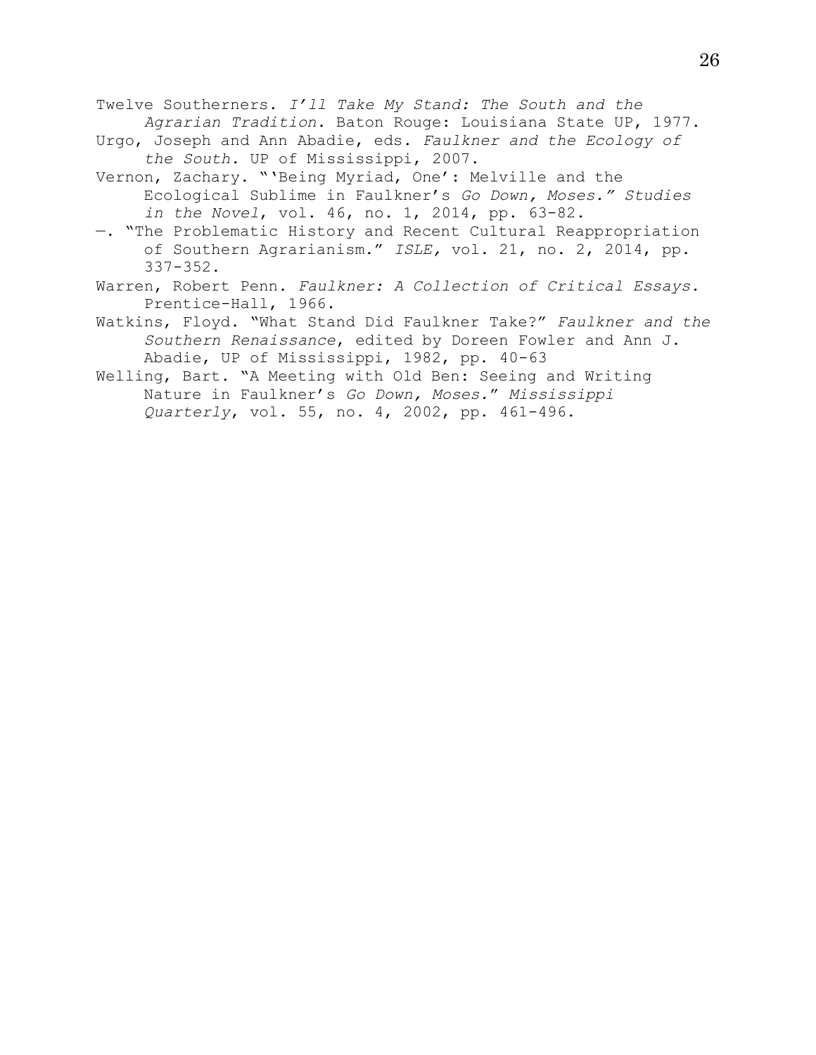Twelve Southerners. *I'll Take My Stand: The South and the Agrarian Tradition*. Baton Rouge: Louisiana State UP, 1977.

Urgo, Joseph and Ann Abadie, eds. *Faulkner and the Ecology of the South.* UP of Mississippi, 2007.

Vernon, Zachary. "'Being Myriad, One': Melville and the Ecological Sublime in Faulkner's *Go Down, Moses." Studies in the Novel*, vol. 46, no. 1, 2014, pp. 63-82.

—. "The Problematic History and Recent Cultural Reappropriation of Southern Agrarianism." *ISLE,* vol. 21, no. 2, 2014, pp. 337-352.

Warren, Robert Penn. *Faulkner: A Collection of Critical Essays.* Prentice-Hall, 1966.

Watkins, Floyd. "What Stand Did Faulkner Take?" *Faulkner and the Southern Renaissance*, edited by Doreen Fowler and Ann J. Abadie, UP of Mississippi, 1982, pp. 40-63

Welling, Bart. "A Meeting with Old Ben: Seeing and Writing Nature in Faulkner's *Go Down, Moses.*" *Mississippi Quarterly*, vol. 55, no. 4, 2002, pp. 461-496.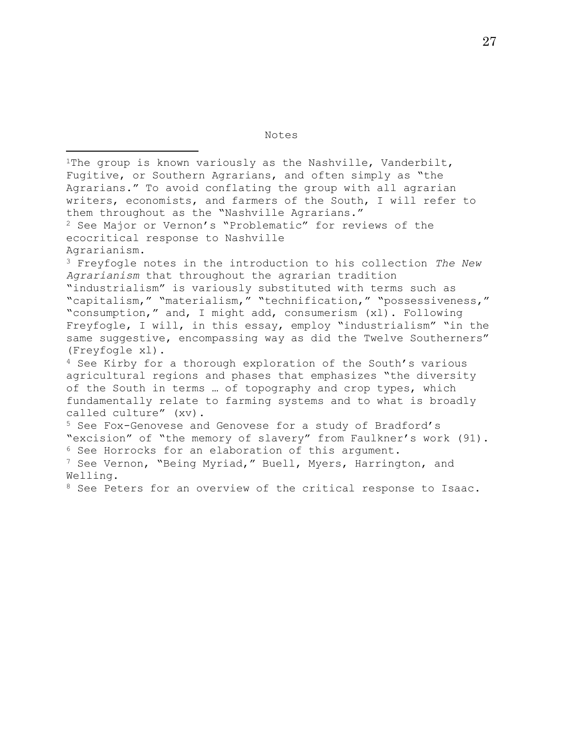Notes

[1]The group is known variously as the Nashville, Vanderbilt, Fugitive, or Southern Agrarians, and often simply as "the Agrarians." To avoid conflating the group with all agrarian writers, economists, and farmers of the South, I will refer to them throughout as the "Nashville Agrarians."

[2] See Major or Vernon's "Problematic" for reviews of the ecocritical response to Nashville Agrarianism.

[3] Freyfogle notes in the introduction to his collection *The New Agrarianism* that throughout the agrarian tradition "industrialism" is variously substituted with terms such as "capitalism," "materialism," "technification," "possessiveness," "consumption," and, I might add, consumerism (xl). Following Freyfogle, I will, in this essay, employ "industrialism" "in the same suggestive, encompassing way as did the Twelve Southerners" (Freyfogle xl).

[4] See Kirby for a thorough exploration of the South's various agricultural regions and phases that emphasizes "the diversity of the South in terms … of topography and crop types, which fundamentally relate to farming systems and to what is broadly called culture" (xv).

[5] See Fox-Genovese and Genovese for a study of Bradford's "excision" of "the memory of slavery" from Faulkner's work (91).

[6] See Horrocks for an elaboration of this argument.

[7] See Vernon, "Being Myriad," Buell, Myers, Harrington, and Welling.

[8] See Peters for an overview of the critical response to Isaac.